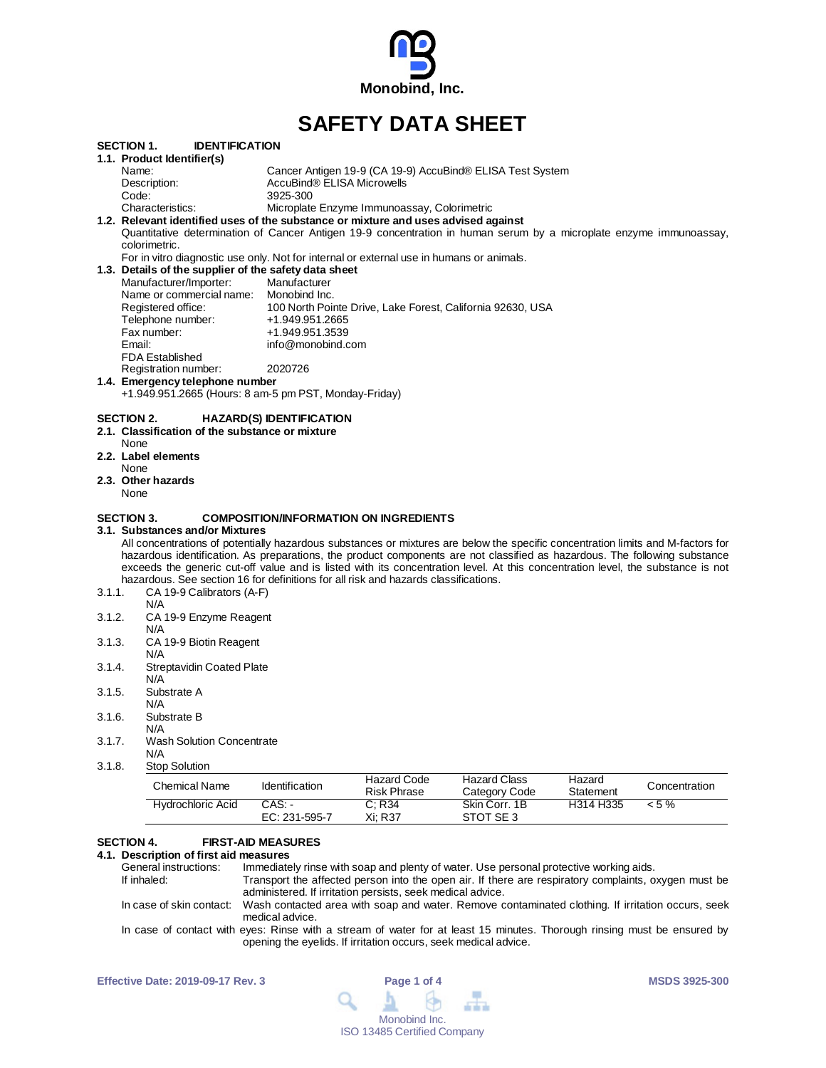Monobind, Inc.

# SAFETY DATA SHEET

## SECTION 1. IDENTIFICATION

### 1.1. Product Identifier(s)

Name: Cancer Antigen 19-9 (CA 19-9) AccuBind® ELISA Test System
Description: AccuBind® ELISA Microwells
Code: 3925-300
Characteristics: Microplate Enzyme Immunoassay, Colorimetric

### 1.2. Relevant identified uses of the substance or mixture and uses advised against

Quantitative determination of Cancer Antigen 19-9 concentration in human serum by a microplate enzyme immunoassay, colorimetric.

For in vitro diagnostic use only. Not for internal or external use in humans or animals.

### 1.3. Details of the supplier of the safety data sheet

Manufacturer/Importer: Manufacturer
Name or commercial name: Monobind Inc.
Registered office: 100 North Pointe Drive, Lake Forest, California 92630, USA
Telephone number: +1.949.951.2665
Fax number: +1.949.951.3539
Email: info@monobind.com
FDA Established Registration number: 2020726

### 1.4. Emergency telephone number

+1.949.951.2665 (Hours: 8 am-5 pm PST, Monday-Friday)

## SECTION 2. HAZARD(S) IDENTIFICATION

### 2.1. Classification of the substance or mixture

None

### 2.2. Label elements

None

### 2.3. Other hazards

None

## SECTION 3. COMPOSITION/INFORMATION ON INGREDIENTS

### 3.1. Substances and/or Mixtures

All concentrations of potentially hazardous substances or mixtures are below the specific concentration limits and M-factors for hazardous identification. As preparations, the product components are not classified as hazardous. The following substance exceeds the generic cut-off value and is listed with its concentration level. At this concentration level, the substance is not hazardous. See section 16 for definitions for all risk and hazards classifications.

3.1.1. CA 19-9 Calibrators (A-F)
N/A

3.1.2. CA 19-9 Enzyme Reagent
N/A

3.1.3. CA 19-9 Biotin Reagent
N/A

3.1.4. Streptavidin Coated Plate
N/A

3.1.5. Substrate A
N/A

3.1.6. Substrate B
N/A

3.1.7. Wash Solution Concentrate
N/A

3.1.8. Stop Solution

| Chemical Name | Identification | Hazard Code Risk Phrase | Hazard Class Category Code | Hazard Statement | Concentration |
|---|---|---|---|---|---|
| Hydrochloric Acid | CAS: - EC: 231-595-7 | C; R34 Xi; R37 | Skin Corr. 1B STOT SE 3 | H314 H335 | < 5 % |

## SECTION 4. FIRST-AID MEASURES

### 4.1. Description of first aid measures

General instructions: Immediately rinse with soap and plenty of water. Use personal protective working aids.

If inhaled: Transport the affected person into the open air. If there are respiratory complaints, oxygen must be administered. If irritation persists, seek medical advice.

In case of skin contact: Wash contacted area with soap and water. Remove contaminated clothing. If irritation occurs, seek medical advice.

In case of contact with eyes: Rinse with a stream of water for at least 15 minutes. Thorough rinsing must be ensured by opening the eyelids. If irritation occurs, seek medical advice.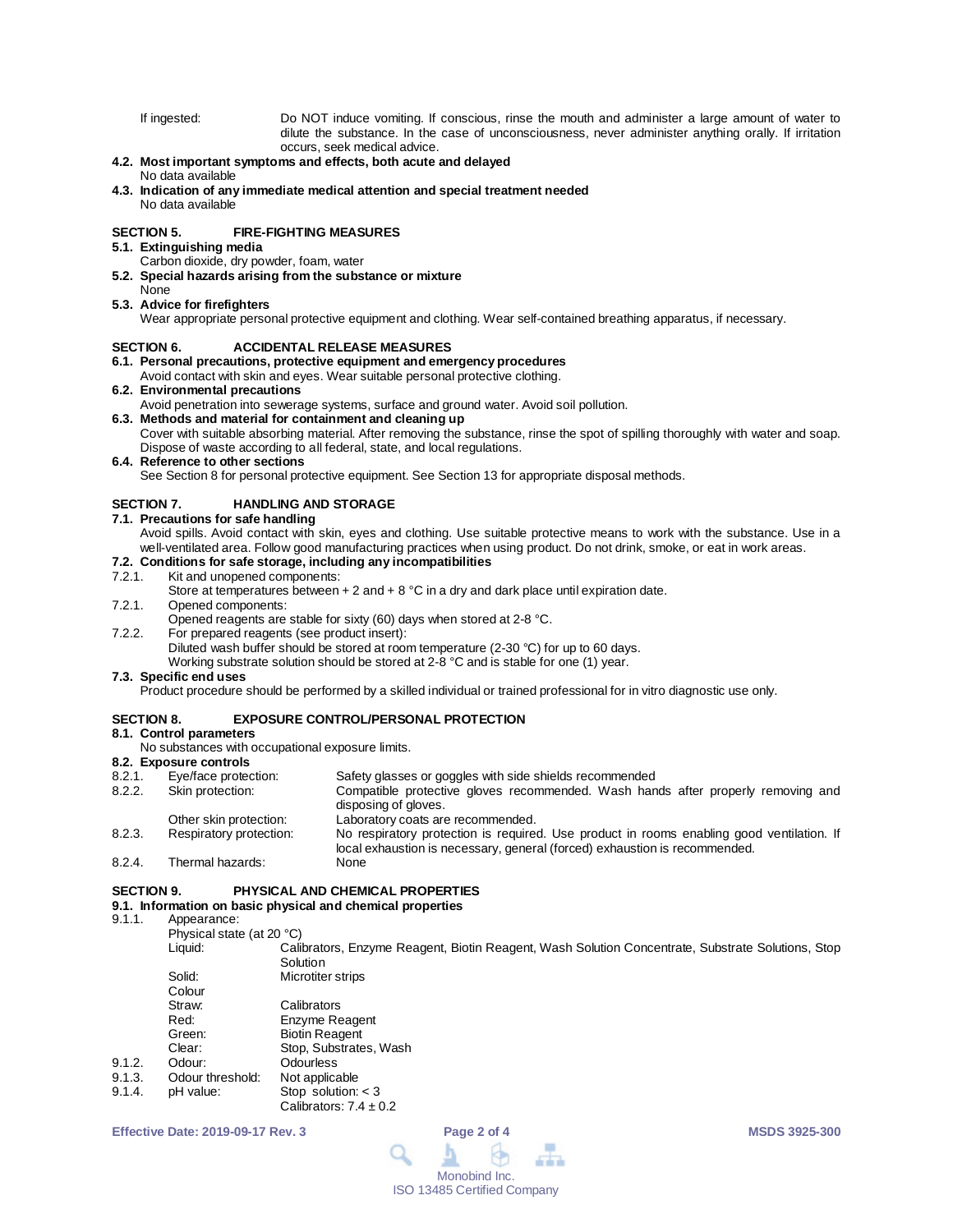If ingested: Do NOT induce vomiting. If conscious, rinse the mouth and administer a large amount of water to dilute the substance. In the case of unconsciousness, never administer anything orally. If irritation occurs, seek medical advice.

**4.2. Most important symptoms and effects, both acute and delayed**
No data available

**4.3. Indication of any immediate medical attention and special treatment needed**
No data available

## SECTION 5. FIRE-FIGHTING MEASURES

**5.1. Extinguishing media**
Carbon dioxide, dry powder, foam, water

**5.2. Special hazards arising from the substance or mixture**
None

**5.3. Advice for firefighters**
Wear appropriate personal protective equipment and clothing. Wear self-contained breathing apparatus, if necessary.

## SECTION 6. ACCIDENTAL RELEASE MEASURES

**6.1. Personal precautions, protective equipment and emergency procedures**
Avoid contact with skin and eyes. Wear suitable personal protective clothing.

**6.2. Environmental precautions**
Avoid penetration into sewerage systems, surface and ground water. Avoid soil pollution.

**6.3. Methods and material for containment and cleaning up**
Cover with suitable absorbing material. After removing the substance, rinse the spot of spilling thoroughly with water and soap. Dispose of waste according to all federal, state, and local regulations.

**6.4. Reference to other sections**
See Section 8 for personal protective equipment. See Section 13 for appropriate disposal methods.

## SECTION 7. HANDLING AND STORAGE

**7.1. Precautions for safe handling**
Avoid spills. Avoid contact with skin, eyes and clothing. Use suitable protective means to work with the substance. Use in a well-ventilated area. Follow good manufacturing practices when using product. Do not drink, smoke, or eat in work areas.

**7.2. Conditions for safe storage, including any incompatibilities**

7.2.1. Kit and unopened components:
Store at temperatures between + 2 and + 8 °C in a dry and dark place until expiration date.

7.2.1. Opened components:
Opened reagents are stable for sixty (60) days when stored at 2-8 °C.

7.2.2. For prepared reagents (see product insert):
Diluted wash buffer should be stored at room temperature (2-30 °C) for up to 60 days.
Working substrate solution should be stored at 2-8 °C and is stable for one (1) year.

**7.3. Specific end uses**
Product procedure should be performed by a skilled individual or trained professional for in vitro diagnostic use only.

## SECTION 8. EXPOSURE CONTROL/PERSONAL PROTECTION

**8.1. Control parameters**
No substances with occupational exposure limits.

**8.2. Exposure controls**

8.2.1. Eye/face protection: Safety glasses or goggles with side shields recommended

8.2.2. Skin protection: Compatible protective gloves recommended. Wash hands after properly removing and disposing of gloves.
Other skin protection: Laboratory coats are recommended.

8.2.3. Respiratory protection: No respiratory protection is required. Use product in rooms enabling good ventilation. If local exhaustion is necessary, general (forced) exhaustion is recommended.

8.2.4. Thermal hazards: None

## SECTION 9. PHYSICAL AND CHEMICAL PROPERTIES

**9.1. Information on basic physical and chemical properties**

9.1.1. Appearance:
Physical state (at 20 °C)
Liquid: Calibrators, Enzyme Reagent, Biotin Reagent, Wash Solution Concentrate, Substrate Solutions, Stop Solution
Solid: Microtiter strips
Colour
Straw: Calibrators
Red: Enzyme Reagent
Green: Biotin Reagent
Clear: Stop, Substrates, Wash

9.1.2. Odour: Odourless

9.1.3. Odour threshold: Not applicable

9.1.4. pH value: Stop solution: < 3
Calibrators: 7.4 ± 0.2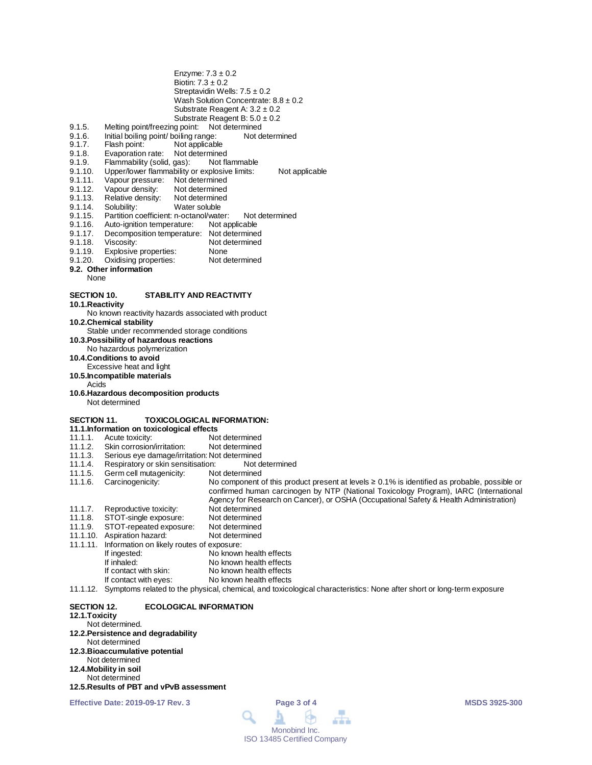Enzyme: 7.3 ± 0.2
Biotin: 7.3 ± 0.2
Streptavidin Wells: 7.5 ± 0.2
Wash Solution Concentrate: 8.8 ± 0.2
Substrate Reagent A: 3.2 ± 0.2
Substrate Reagent B: 5.0 ± 0.2

9.1.5. Melting point/freezing point: Not determined
9.1.6. Initial boiling point/ boiling range: Not determined
9.1.7. Flash point: Not applicable
9.1.8. Evaporation rate: Not determined
9.1.9. Flammability (solid, gas): Not flammable
9.1.10. Upper/lower flammability or explosive limits: Not applicable
9.1.11. Vapour pressure: Not determined
9.1.12. Vapour density: Not determined
9.1.13. Relative density: Not determined
9.1.14. Solubility: Water soluble
9.1.15. Partition coefficient: n-octanol/water: Not determined
9.1.16. Auto-ignition temperature: Not applicable
9.1.17. Decomposition temperature: Not determined
9.1.18. Viscosity: Not determined
9.1.19. Explosive properties: None
9.1.20. Oxidising properties: Not determined

**9.2. Other information**

None

## SECTION 10. STABILITY AND REACTIVITY

**10.1. Reactivity**

No known reactivity hazards associated with product

**10.2. Chemical stability**

Stable under recommended storage conditions

**10.3. Possibility of hazardous reactions**

No hazardous polymerization

**10.4. Conditions to avoid**

Excessive heat and light

**10.5. Incompatible materials**

Acids

**10.6. Hazardous decomposition products**

Not determined

## SECTION 11. TOXICOLOGICAL INFORMATION:

**11.1. Information on toxicological effects**

11.1.1. Acute toxicity: Not determined
11.1.2. Skin corrosion/irritation: Not determined
11.1.3. Serious eye damage/irritation: Not determined
11.1.4. Respiratory or skin sensitisation: Not determined
11.1.5. Germ cell mutagenicity: Not determined
11.1.6. Carcinogenicity: No component of this product present at levels ≥ 0.1% is identified as probable, possible or confirmed human carcinogen by NTP (National Toxicology Program), IARC (International Agency for Research on Cancer), or OSHA (Occupational Safety & Health Administration)
11.1.7. Reproductive toxicity: Not determined
11.1.8. STOT-single exposure: Not determined
11.1.9. STOT-repeated exposure: Not determined
11.1.10. Aspiration hazard: Not determined
11.1.11. Information on likely routes of exposure:
- If ingested: No known health effects
- If inhaled: No known health effects
- If contact with skin: No known health effects
- If contact with eyes: No known health effects

11.1.12. Symptoms related to the physical, chemical, and toxicological characteristics: None after short or long-term exposure

## SECTION 12. ECOLOGICAL INFORMATION

**12.1. Toxicity**

Not determined.

**12.2. Persistence and degradability**

Not determined

**12.3. Bioaccumulative potential**

Not determined

**12.4. Mobility in soil**

Not determined

**12.5. Results of PBT and vPvB assessment**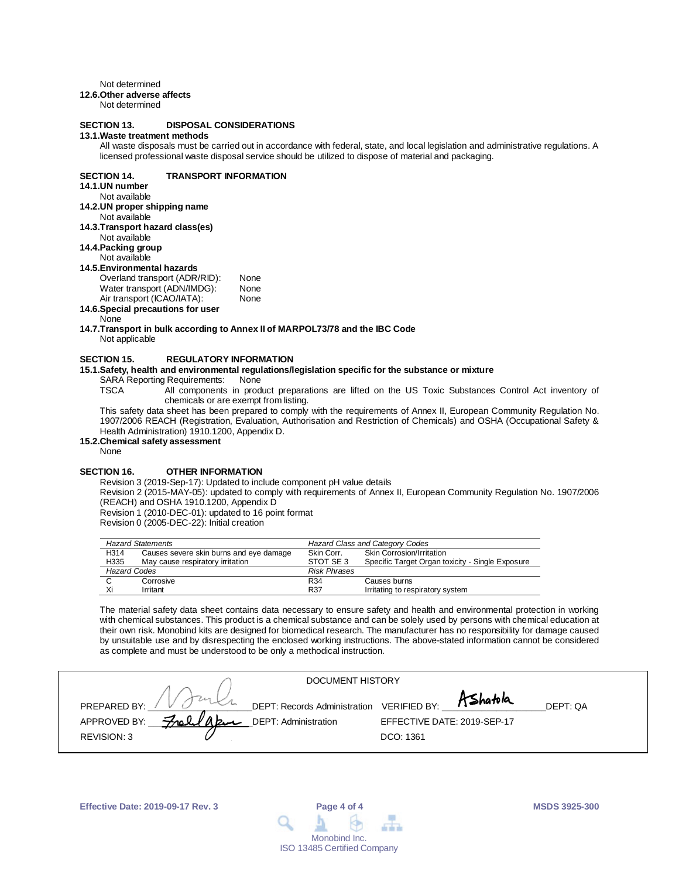Not determined

**12.6.Other adverse affects**

Not determined

## SECTION 13. DISPOSAL CONSIDERATIONS

**13.1.Waste treatment methods**

All waste disposals must be carried out in accordance with federal, state, and local legislation and administrative regulations. A licensed professional waste disposal service should be utilized to dispose of material and packaging.

## SECTION 14. TRANSPORT INFORMATION

**14.1.UN number**

Not available

**14.2.UN proper shipping name**

Not available

**14.3.Transport hazard class(es)**

Not available

**14.4.Packing group**

Not available

**14.5.Environmental hazards**

Overland transport (ADR/RID): None
Water transport (ADN/IMDG): None
Air transport (ICAO/IATA): None

**14.6.Special precautions for user**

None

**14.7.Transport in bulk according to Annex II of MARPOL73/78 and the IBC Code**

Not applicable

## SECTION 15. REGULATORY INFORMATION

**15.1.Safety, health and environmental regulations/legislation specific for the substance or mixture**

SARA Reporting Requirements: None

TSCA All components in product preparations are lifted on the US Toxic Substances Control Act inventory of chemicals or are exempt from listing.

This safety data sheet has been prepared to comply with the requirements of Annex II, European Community Regulation No. 1907/2006 REACH (Registration, Evaluation, Authorisation and Restriction of Chemicals) and OSHA (Occupational Safety & Health Administration) 1910.1200, Appendix D.

**15.2.Chemical safety assessment**

None

## SECTION 16. OTHER INFORMATION

Revision 3 (2019-Sep-17): Updated to include component pH value details
Revision 2 (2015-MAY-05): updated to comply with requirements of Annex II, European Community Regulation No. 1907/2006 (REACH) and OSHA 1910.1200, Appendix D
Revision 1 (2010-DEC-01): updated to 16 point format
Revision 0 (2005-DEC-22): Initial creation

| *Hazard Statements* | | *Hazard Class and Category Codes* | |
|---|---|---|---|
| H314 | Causes severe skin burns and eye damage | Skin Corr. | Skin Corrosion/Irritation |
| H335 | May cause respiratory irritation | STOT SE 3 | Specific Target Organ toxicity - Single Exposure |
| *Hazard Codes* | | *Risk Phrases* | |
| C | Corrosive | R34 | Causes burns |
| Xi | Irritant | R37 | Irritating to respiratory system |

The material safety data sheet contains data necessary to ensure safety and health and environmental protection in working with chemical substances. This product is a chemical substance and can be solely used by persons with chemical education at their own risk. Monobind kits are designed for biomedical research. The manufacturer has no responsibility for damage caused by unsuitable use and by disrespecting the enclosed working instructions. The above-stated information cannot be considered as complete and must be understood to be only a methodical instruction.

| DOCUMENT HISTORY | | | |
|---|---|---|---|
| PREPARED BY: [signature] | DEPT: Records Administration | VERIFIED BY: AShatola | DEPT: QA |
| APPROVED BY: [signature] | DEPT: Administration | EFFECTIVE DATE: 2019-SEP-17 | |
| REVISION: 3 | | DCO: 1361 | |

Effective Date: 2019-09-17 Rev. 3 MSDS 3925-300

Monobind Inc.
ISO 13485 Certified Company